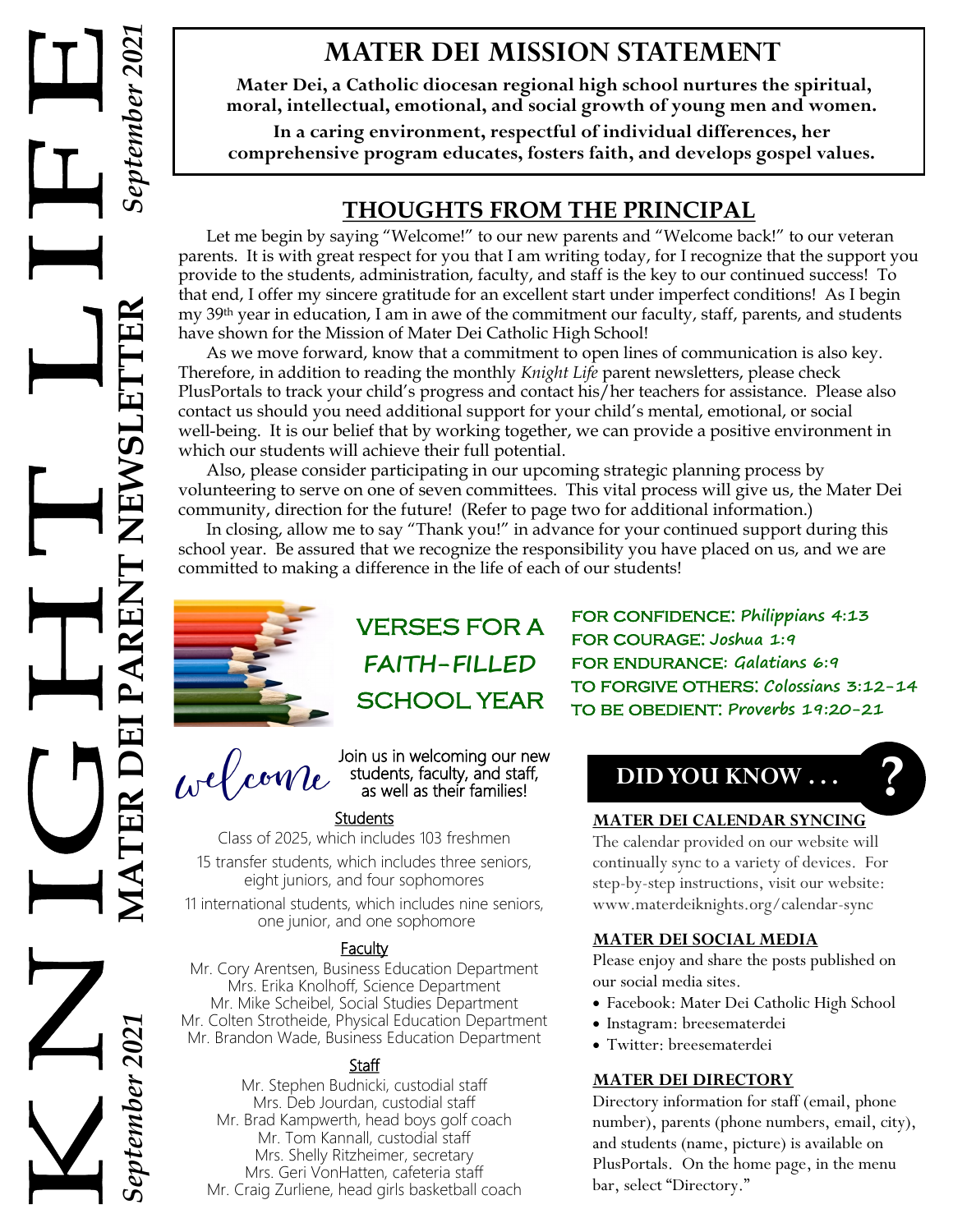# KNIGHT LIFE

## MATER DEI PARENT NEWSLETTER

*September 2021*

## MATER DEI MISSION STATEMENT

**Mater Dei, a Catholic diocesan regional high school nurtures the spiritual, moral, intellectual, emotional, and social growth of young men and women.**

**In a caring environment, respectful of individual differences, her comprehensive program educates, fosters faith, and develops gospel values.**

## THOUGHTS FROM THE PRINCIPAL

Let me begin by saying "Welcome!" to our new parents and "Welcome back!" to our veteran parents. It is with great respect for you that I am writing today, for I recognize that the support you provide to the students, administration, faculty, and staff is the key to our continued success! To that end, I offer my sincere gratitude for an excellent start under imperfect conditions! As I begin my 39th year in education, I am in awe of the commitment our faculty, staff, parents, and students have shown for the Mission of Mater Dei Catholic High School!

As we move forward, know that a commitment to open lines of communication is also key. Therefore, in addition to reading the monthly *Knight Life* parent newsletters, please check PlusPortals to track your child's progress and contact his/her teachers for assistance. Please also contact us should you need additional support for your child's mental, emotional, or social well-being. It is our belief that by working together, we can provide a positive environment in which our students will achieve their full potential.

Also, please consider participating in our upcoming strategic planning process by volunteering to serve on one of seven committees. This vital process will give us, the Mater Dei community, direction for the future! (Refer to page two for additional information.)

In closing, allow me to say "Thank you!" in advance for your continued support during this school year. Be assured that we recognize the responsibility you have placed on us, and we are committed to making a difference in the life of each of our students!

## VERSES FOR A FAITH-FILLED SCHOOL YEAR

**FOR CONFIDENCE:** *Philippians 4:13*
**FOR COURAGE:** *Joshua 1:9*
**FOR ENDURANCE:** *Galatians 6:9*
**TO FORGIVE OTHERS:** *Colossians 3:12-14*
**TO BE OBEDIENT:** *Proverbs 19:20-21*

## welcome

Join us in welcoming our new students, faculty, and staff, as well as their families!

### Students

Class of 2025, which includes 103 freshmen

15 transfer students, which includes three seniors, eight juniors, and four sophomores

11 international students, which includes nine seniors, one junior, and one sophomore

### Faculty

Mr. Cory Arentsen, Business Education Department
Mrs. Erika Knolhoff, Science Department
Mr. Mike Scheibel, Social Studies Department
Mr. Colten Strotheide, Physical Education Department
Mr. Brandon Wade, Business Education Department

### Staff

Mr. Stephen Budnicki, custodial staff
Mrs. Deb Jourdan, custodial staff
Mr. Brad Kampwerth, head boys golf coach
Mr. Tom Kannall, custodial staff
Mrs. Shelly Ritzheimer, secretary
Mrs. Geri VonHatten, cafeteria staff
Mr. Craig Zurliene, head girls basketball coach

## DID YOU KNOW . . . ?

### MATER DEI CALENDAR SYNCING

The calendar provided on our website will continually sync to a variety of devices. For step-by-step instructions, visit our website: www.materdeiknights.org/calendar-sync

### MATER DEI SOCIAL MEDIA

Please enjoy and share the posts published on our social media sites.

- Facebook: Mater Dei Catholic High School
- Instagram: breesematerdei
- Twitter: breesematerdei

### MATER DEI DIRECTORY

Directory information for staff (email, phone number), parents (phone numbers, email, city), and students (name, picture) is available on PlusPortals. On the home page, in the menu bar, select "Directory."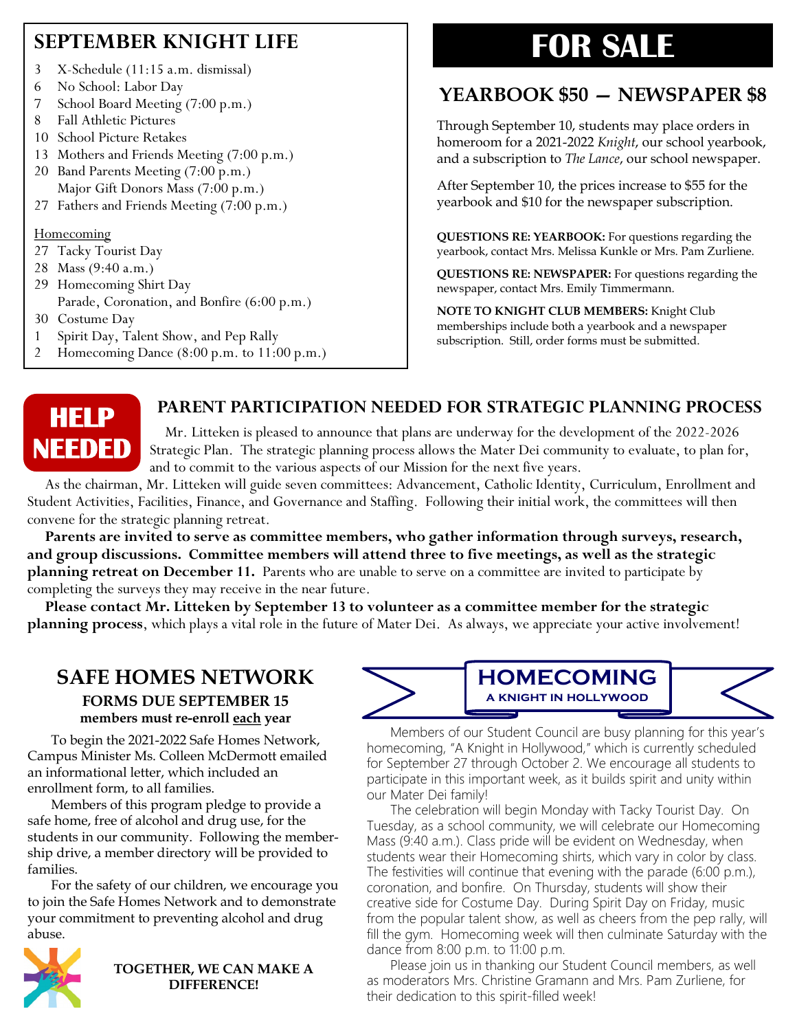## SEPTEMBER KNIGHT LIFE

- 3 X-Schedule (11:15 a.m. dismissal)
- 6 No School: Labor Day
- 7 School Board Meeting (7:00 p.m.)
- 8 Fall Athletic Pictures
- 10 School Picture Retakes
- 13 Mothers and Friends Meeting (7:00 p.m.)
- 20 Band Parents Meeting (7:00 p.m.)
  Major Gift Donors Mass (7:00 p.m.)
- 27 Fathers and Friends Meeting (7:00 p.m.)

Homecoming

- 27 Tacky Tourist Day
- 28 Mass (9:40 a.m.)
- 29 Homecoming Shirt Day
  Parade, Coronation, and Bonfire (6:00 p.m.)
- 30 Costume Day
- 1 Spirit Day, Talent Show, and Pep Rally
- 2 Homecoming Dance (8:00 p.m. to 11:00 p.m.)

# FOR SALE

## YEARBOOK $50 — NEWSPAPER $8

Through September 10, students may place orders in homeroom for a 2021-2022 *Knight*, our school yearbook, and a subscription to *The Lance*, our school newspaper.

After September 10, the prices increase to $55 for the yearbook and $10 for the newspaper subscription.

**QUESTIONS RE: YEARBOOK:** For questions regarding the yearbook, contact Mrs. Melissa Kunkle or Mrs. Pam Zurliene.

**QUESTIONS RE: NEWSPAPER:** For questions regarding the newspaper, contact Mrs. Emily Timmermann.

**NOTE TO KNIGHT CLUB MEMBERS:** Knight Club memberships include both a yearbook and a newspaper subscription. Still, order forms must be submitted.

**HELP NEEDED**

## PARENT PARTICIPATION NEEDED FOR STRATEGIC PLANNING PROCESS

Mr. Litteken is pleased to announce that plans are underway for the development of the 2022-2026 Strategic Plan. The strategic planning process allows the Mater Dei community to evaluate, to plan for, and to commit to the various aspects of our Mission for the next five years.

As the chairman, Mr. Litteken will guide seven committees: Advancement, Catholic Identity, Curriculum, Enrollment and Student Activities, Facilities, Finance, and Governance and Staffing. Following their initial work, the committees will then convene for the strategic planning retreat.

**Parents are invited to serve as committee members, who gather information through surveys, research, and group discussions. Committee members will attend three to five meetings, as well as the strategic planning retreat on December 11.** Parents who are unable to serve on a committee are invited to participate by completing the surveys they may receive in the near future.

**Please contact Mr. Litteken by September 13 to volunteer as a committee member for the strategic planning process**, which plays a vital role in the future of Mater Dei. As always, we appreciate your active involvement!

## SAFE HOMES NETWORK

**FORMS DUE SEPTEMBER 15**
**members must re-enroll each year**

To begin the 2021-2022 Safe Homes Network, Campus Minister Ms. Colleen McDermott emailed an informational letter, which included an enrollment form, to all families.

Members of this program pledge to provide a safe home, free of alcohol and drug use, for the students in our community. Following the membership drive, a member directory will be provided to families.

For the safety of our children, we encourage you to join the Safe Homes Network and to demonstrate your commitment to preventing alcohol and drug abuse.

**TOGETHER, WE CAN MAKE A DIFFERENCE!**

## HOMECOMING
**A KNIGHT IN HOLLYWOOD**

Members of our Student Council are busy planning for this year's homecoming, "A Knight in Hollywood," which is currently scheduled for September 27 through October 2. We encourage all students to participate in this important week, as it builds spirit and unity within our Mater Dei family!

The celebration will begin Monday with Tacky Tourist Day. On Tuesday, as a school community, we will celebrate our Homecoming Mass (9:40 a.m.). Class pride will be evident on Wednesday, when students wear their Homecoming shirts, which vary in color by class. The festivities will continue that evening with the parade (6:00 p.m.), coronation, and bonfire. On Thursday, students will show their creative side for Costume Day. During Spirit Day on Friday, music from the popular talent show, as well as cheers from the pep rally, will fill the gym. Homecoming week will then culminate Saturday with the dance from 8:00 p.m. to 11:00 p.m.

Please join us in thanking our Student Council members, as well as moderators Mrs. Christine Gramann and Mrs. Pam Zurliene, for their dedication to this spirit-filled week!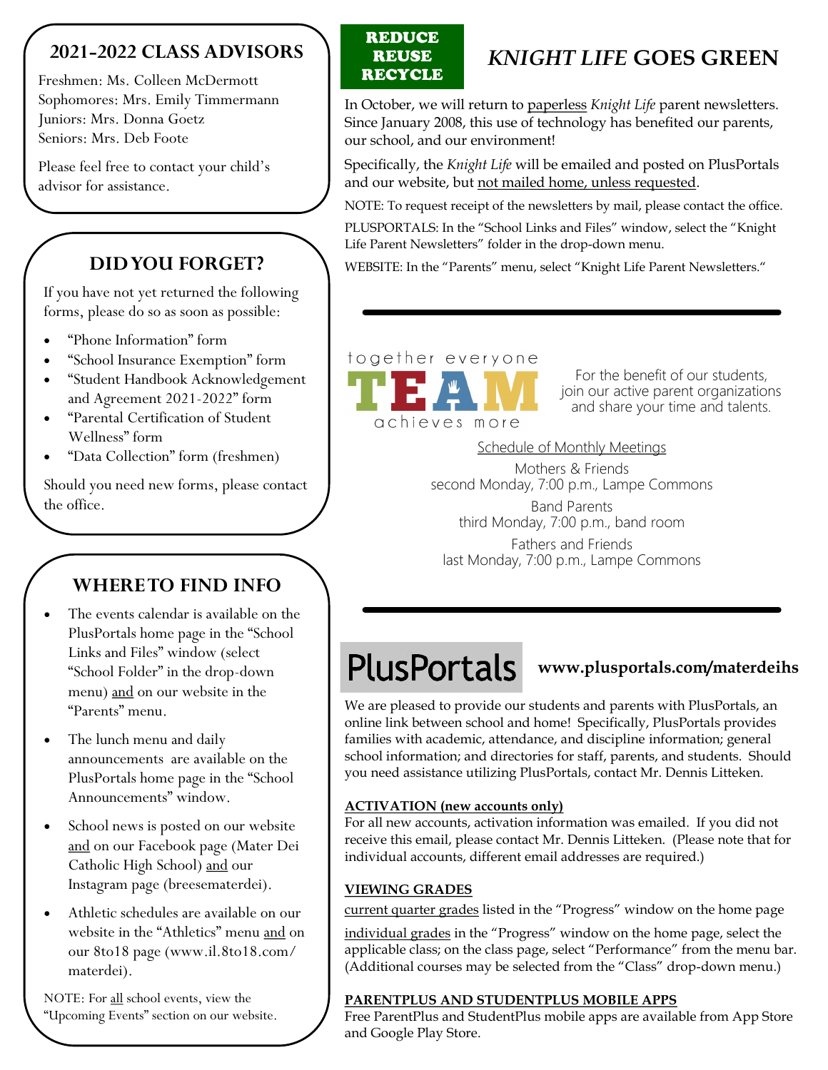## 2021-2022 CLASS ADVISORS

Freshmen: Ms. Colleen McDermott
Sophomores: Mrs. Emily Timmermann
Juniors: Mrs. Donna Goetz
Seniors: Mrs. Deb Foote

Please feel free to contact your child's advisor for assistance.

## DID YOU FORGET?

If you have not yet returned the following forms, please do so as soon as possible:

- "Phone Information" form
- "School Insurance Exemption" form
- "Student Handbook Acknowledgement and Agreement 2021-2022" form
- "Parental Certification of Student Wellness" form
- "Data Collection" form (freshmen)

Should you need new forms, please contact the office.

## WHERE TO FIND INFO

- The events calendar is available on the PlusPortals home page in the "School Links and Files" window (select "School Folder" in the drop-down menu) and on our website in the "Parents" menu.
- The lunch menu and daily announcements are available on the PlusPortals home page in the "School Announcements" window.
- School news is posted on our website and on our Facebook page (Mater Dei Catholic High School) and our Instagram page (breesematerdei).
- Athletic schedules are available on our website in the "Athletics" menu and on our 8to18 page (www.il.8to18.com/materdei).

NOTE: For all school events, view the "Upcoming Events" section on our website.

**REDUCE REUSE RECYCLE**

## *KNIGHT LIFE* GOES GREEN

In October, we will return to paperless *Knight Life* parent newsletters. Since January 2008, this use of technology has benefited our parents, our school, and our environment!

Specifically, the *Knight Life* will be emailed and posted on PlusPortals and our website, but not mailed home, unless requested.

NOTE: To request receipt of the newsletters by mail, please contact the office.

PLUSPORTALS: In the "School Links and Files" window, select the "Knight Life Parent Newsletters" folder in the drop-down menu.

WEBSITE: In the "Parents" menu, select "Knight Life Parent Newsletters."

---

together everyone **TEAM** achieves more

For the benefit of our students, join our active parent organizations and share your time and talents.

Schedule of Monthly Meetings

Mothers & Friends
second Monday, 7:00 p.m., Lampe Commons

Band Parents
third Monday, 7:00 p.m., band room

Fathers and Friends
last Monday, 7:00 p.m., Lampe Commons

---

## PlusPortals **www.plusportals.com/materdeihs**

We are pleased to provide our students and parents with PlusPortals, an online link between school and home! Specifically, PlusPortals provides families with academic, attendance, and discipline information; general school information; and directories for staff, parents, and students. Should you need assistance utilizing PlusPortals, contact Mr. Dennis Litteken.

**ACTIVATION (new accounts only)**
For all new accounts, activation information was emailed. If you did not receive this email, please contact Mr. Dennis Litteken. (Please note that for individual accounts, different email addresses are required.)

**VIEWING GRADES**
current quarter grades listed in the "Progress" window on the home page

individual grades in the "Progress" window on the home page, select the applicable class; on the class page, select "Performance" from the menu bar. (Additional courses may be selected from the "Class" drop-down menu.)

**PARENTPLUS AND STUDENTPLUS MOBILE APPS**
Free ParentPlus and StudentPlus mobile apps are available from App Store and Google Play Store.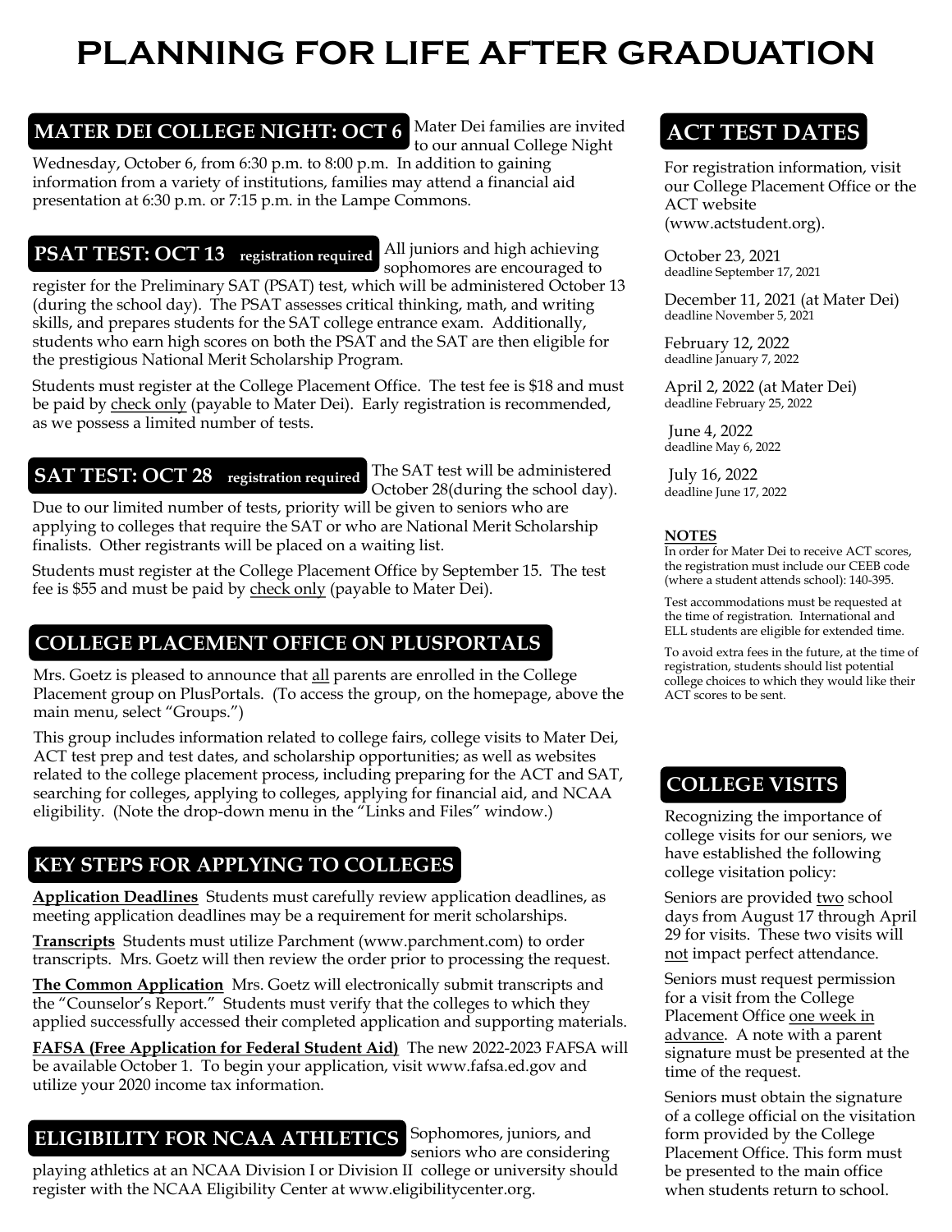# PLANNING FOR LIFE AFTER GRADUATION

## MATER DEI COLLEGE NIGHT: OCT 6

Mater Dei families are invited to our annual College Night Wednesday, October 6, from 6:30 p.m. to 8:00 p.m. In addition to gaining information from a variety of institutions, families may attend a financial aid presentation at 6:30 p.m. or 7:15 p.m. in the Lampe Commons.

## PSAT TEST: OCT 13 registration required

All juniors and high achieving sophomores are encouraged to register for the Preliminary SAT (PSAT) test, which will be administered October 13 (during the school day). The PSAT assesses critical thinking, math, and writing skills, and prepares students for the SAT college entrance exam. Additionally, students who earn high scores on both the PSAT and the SAT are then eligible for the prestigious National Merit Scholarship Program.

Students must register at the College Placement Office. The test fee is $18 and must be paid by check only (payable to Mater Dei). Early registration is recommended, as we possess a limited number of tests.

## SAT TEST: OCT 28 registration required

The SAT test will be administered October 28(during the school day). Due to our limited number of tests, priority will be given to seniors who are applying to colleges that require the SAT or who are National Merit Scholarship finalists. Other registrants will be placed on a waiting list.

Students must register at the College Placement Office by September 15. The test fee is $55 and must be paid by check only (payable to Mater Dei).

## COLLEGE PLACEMENT OFFICE ON PLUSPORTALS

Mrs. Goetz is pleased to announce that all parents are enrolled in the College Placement group on PlusPortals. (To access the group, on the homepage, above the main menu, select "Groups.")

This group includes information related to college fairs, college visits to Mater Dei, ACT test prep and test dates, and scholarship opportunities; as well as websites related to the college placement process, including preparing for the ACT and SAT, searching for colleges, applying to colleges, applying for financial aid, and NCAA eligibility. (Note the drop-down menu in the "Links and Files" window.)

## KEY STEPS FOR APPLYING TO COLLEGES

**Application Deadlines** Students must carefully review application deadlines, as meeting application deadlines may be a requirement for merit scholarships.

**Transcripts** Students must utilize Parchment (www.parchment.com) to order transcripts. Mrs. Goetz will then review the order prior to processing the request.

**The Common Application** Mrs. Goetz will electronically submit transcripts and the "Counselor's Report." Students must verify that the colleges to which they applied successfully accessed their completed application and supporting materials.

**FAFSA (Free Application for Federal Student Aid)** The new 2022-2023 FAFSA will be available October 1. To begin your application, visit www.fafsa.ed.gov and utilize your 2020 income tax information.

## ELIGIBILITY FOR NCAA ATHLETICS

Sophomores, juniors, and seniors who are considering playing athletics at an NCAA Division I or Division II college or university should register with the NCAA Eligibility Center at www.eligibilitycenter.org.

## ACT TEST DATES

For registration information, visit our College Placement Office or the ACT website (www.actstudent.org).

October 23, 2021
deadline September 17, 2021

December 11, 2021 (at Mater Dei)
deadline November 5, 2021

February 12, 2022
deadline January 7, 2022

April 2, 2022 (at Mater Dei)
deadline February 25, 2022

June 4, 2022
deadline May 6, 2022

July 16, 2022
deadline June 17, 2022

**NOTES**

In order for Mater Dei to receive ACT scores, the registration must include our CEEB code (where a student attends school): 140-395.

Test accommodations must be requested at the time of registration. International and ELL students are eligible for extended time.

To avoid extra fees in the future, at the time of registration, students should list potential college choices to which they would like their ACT scores to be sent.

## COLLEGE VISITS

Recognizing the importance of college visits for our seniors, we have established the following college visitation policy:

Seniors are provided two school days from August 17 through April 29 for visits. These two visits will not impact perfect attendance.

Seniors must request permission for a visit from the College Placement Office one week in advance. A note with a parent signature must be presented at the time of the request.

Seniors must obtain the signature of a college official on the visitation form provided by the College Placement Office. This form must be presented to the main office when students return to school.